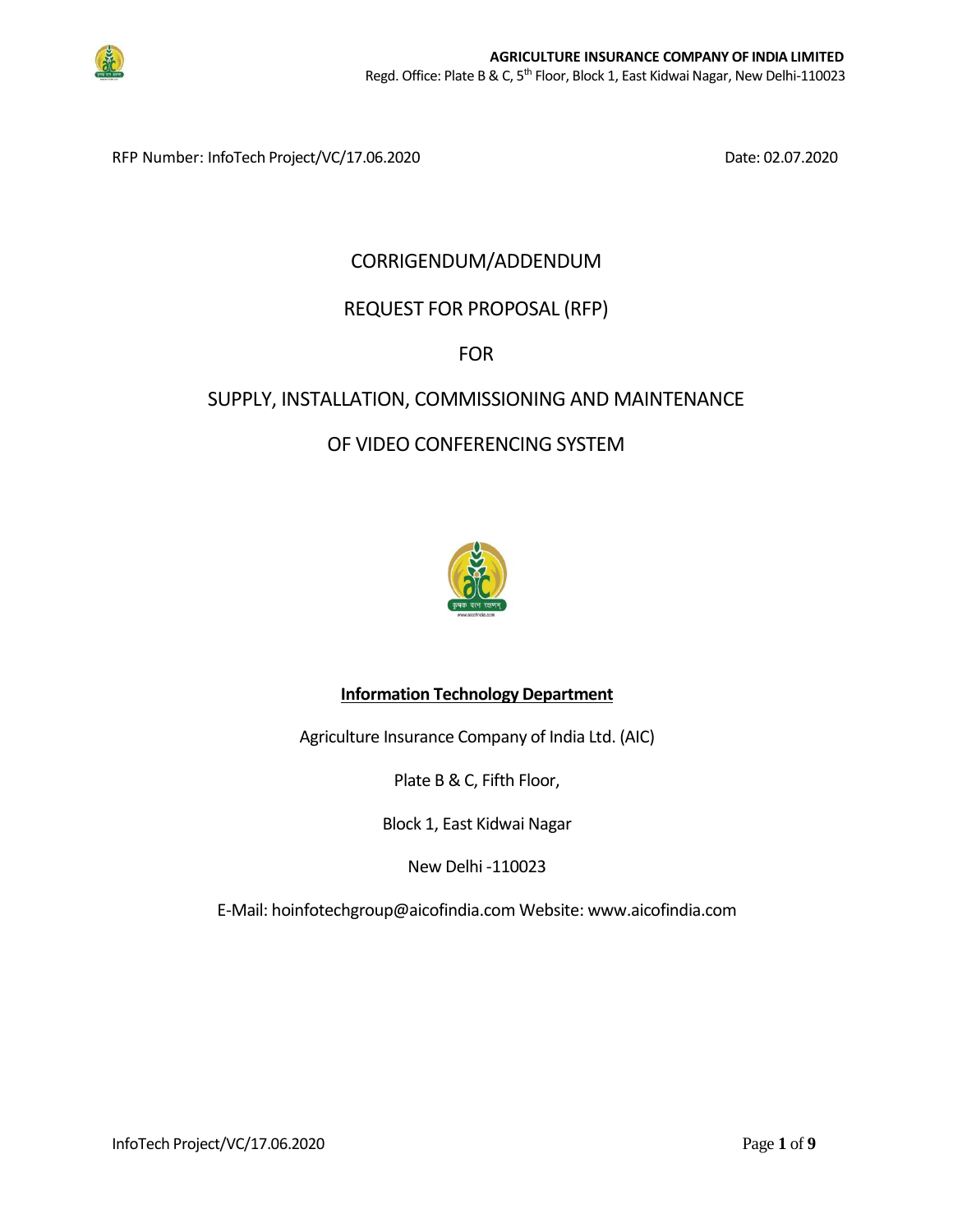**AGRICULTURE INSURANCE COMPANY OF INDIA LIMITED**
Regd. Office: Plate B & C, 5th Floor, Block 1, East Kidwai Nagar, New Delhi-110023

RFP Number: InfoTech Project/VC/17.06.2020 Date: 02.07.2020

# CORRIGENDUM/ADDENDUM

# REQUEST FOR PROPOSAL (RFP)

# FOR

# SUPPLY, INSTALLATION, COMMISSIONING AND MAINTENANCE OF VIDEO CONFERENCING SYSTEM

**Information Technology Department**

Agriculture Insurance Company of India Ltd. (AIC)

Plate B & C, Fifth Floor,

Block 1, East Kidwai Nagar

New Delhi -110023

E-Mail: hoinfotechgroup@aicofindia.com Website: www.aicofindia.com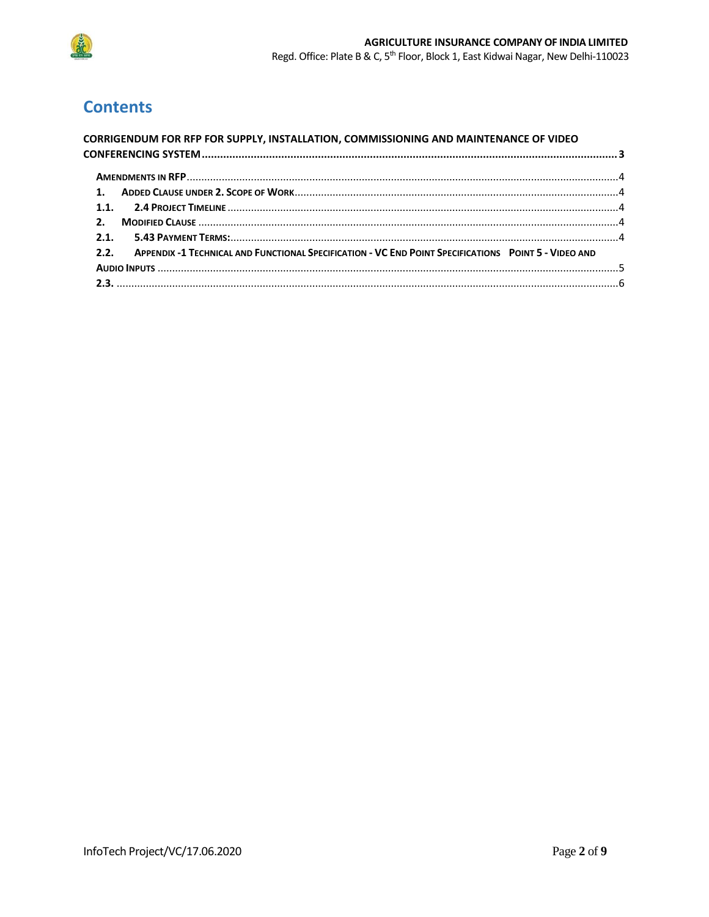# Contents

**CORRIGENDUM FOR RFP FOR SUPPLY, INSTALLATION, COMMISSIONING AND MAINTENANCE OF VIDEO CONFERENCING SYSTEM** ........................................................................ 3

- **AMENDMENTS IN RFP** ........................................................................ 4
- **1. ADDED CLAUSE UNDER 2. SCOPE OF WORK** ........................................................................ 4
- **1.1. 2.4 PROJECT TIMELINE** ........................................................................ 4
- **2. MODIFIED CLAUSE** ........................................................................ 4
- **2.1. 5.43 PAYMENT TERMS:** ........................................................................ 4
- **2.2. APPENDIX -1 TECHNICAL AND FUNCTIONAL SPECIFICATION - VC END POINT SPECIFICATIONS POINT 5 - VIDEO AND AUDIO INPUTS** ........................................................................ 5
- **2.3.** ........................................................................ 6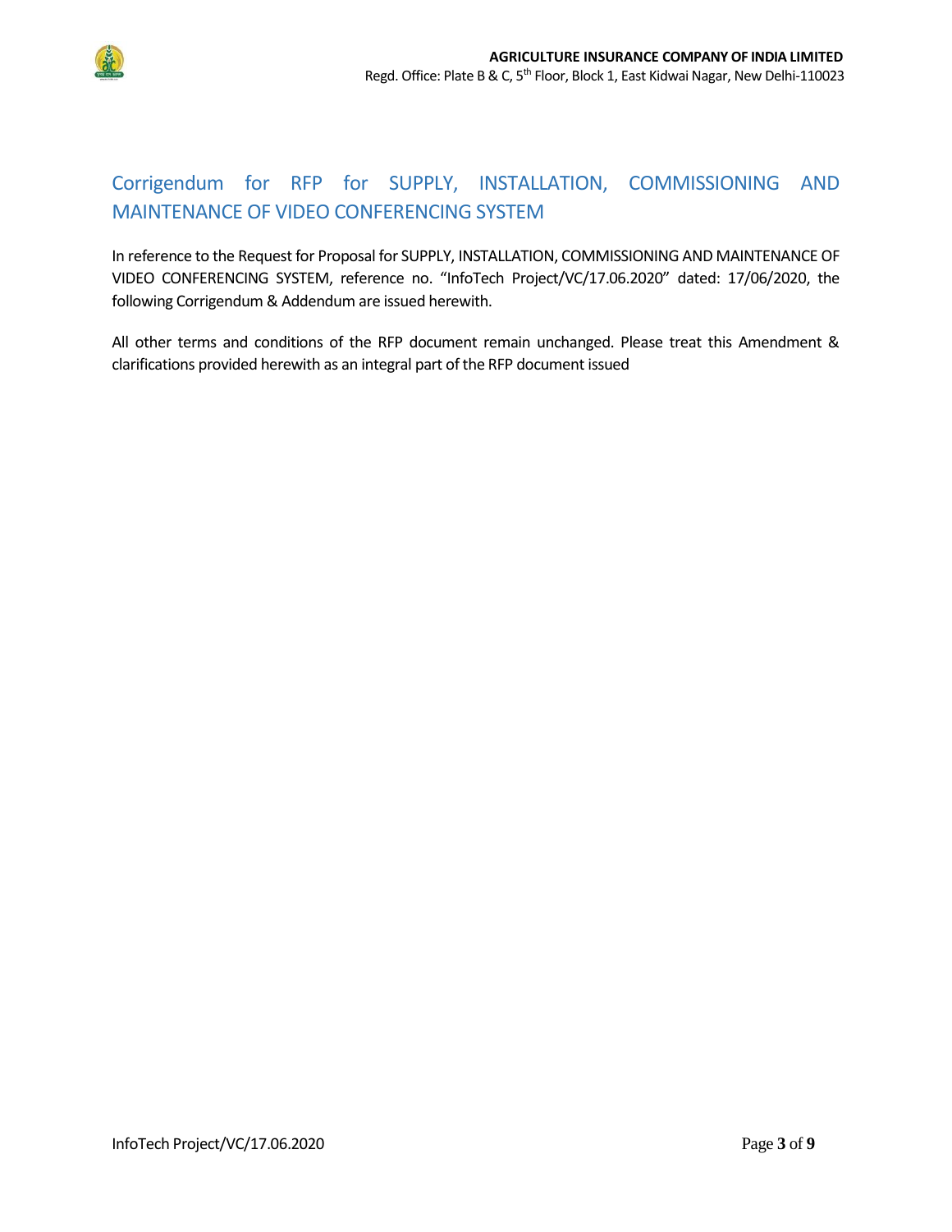# Corrigendum for RFP for SUPPLY, INSTALLATION, COMMISSIONING AND MAINTENANCE OF VIDEO CONFERENCING SYSTEM

In reference to the Request for Proposal for SUPPLY, INSTALLATION, COMMISSIONING AND MAINTENANCE OF VIDEO CONFERENCING SYSTEM, reference no. "InfoTech Project/VC/17.06.2020" dated: 17/06/2020, the following Corrigendum & Addendum are issued herewith.

All other terms and conditions of the RFP document remain unchanged. Please treat this Amendment & clarifications provided herewith as an integral part of the RFP document issued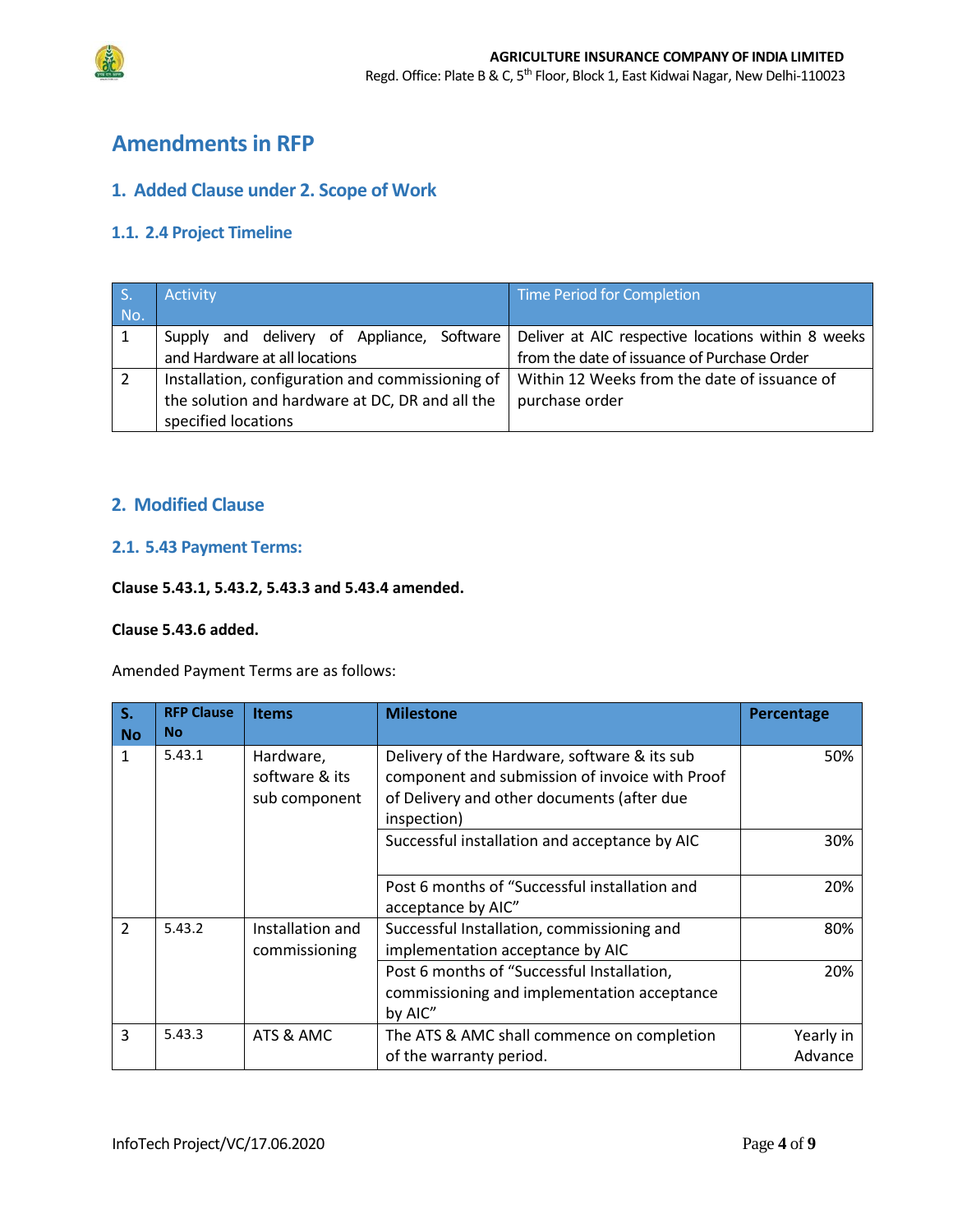# Amendments in RFP

## 1. Added Clause under 2. Scope of Work

### 1.1. 2.4 Project Timeline

| S. No. | Activity | Time Period for Completion |
|---|---|---|
| 1 | Supply and delivery of Appliance, Software and Hardware at all locations | Deliver at AIC respective locations within 8 weeks from the date of issuance of Purchase Order |
| 2 | Installation, configuration and commissioning of the solution and hardware at DC, DR and all the specified locations | Within 12 Weeks from the date of issuance of purchase order |

## 2. Modified Clause

### 2.1. 5.43 Payment Terms:

**Clause 5.43.1, 5.43.2, 5.43.3 and 5.43.4 amended.**

**Clause 5.43.6 added.**

Amended Payment Terms are as follows:

| S. No | RFP Clause No | Items | Milestone | Percentage |
|---|---|---|---|---|
| 1 | 5.43.1 | Hardware, software & its sub component | Delivery of the Hardware, software & its sub component and submission of invoice with Proof of Delivery and other documents (after due inspection) | 50% |
| | | | Successful installation and acceptance by AIC | 30% |
| | | | Post 6 months of "Successful installation and acceptance by AIC" | 20% |
| 2 | 5.43.2 | Installation and commissioning | Successful Installation, commissioning and implementation acceptance by AIC | 80% |
| | | | Post 6 months of "Successful Installation, commissioning and implementation acceptance by AIC" | 20% |
| 3 | 5.43.3 | ATS & AMC | The ATS & AMC shall commence on completion of the warranty period. | Yearly in Advance |

InfoTech Project/VC/17.06.2020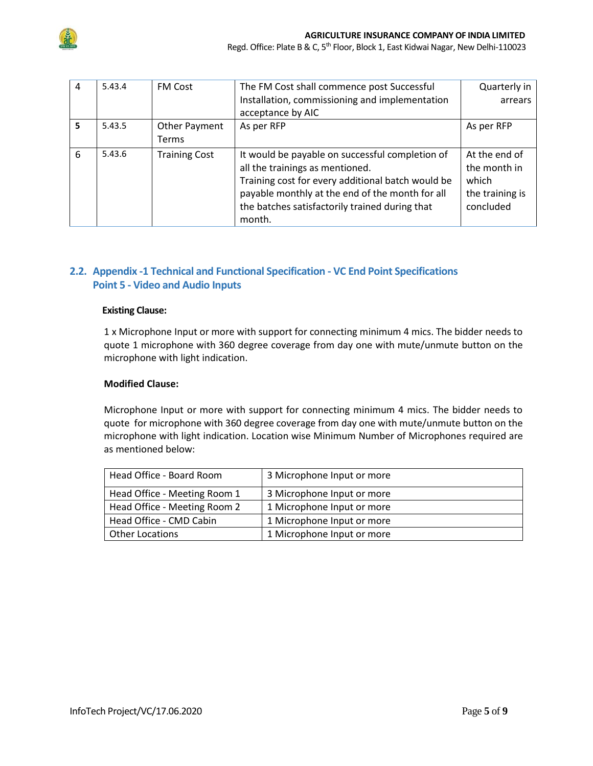| 4 | 5.43.4 | FM Cost | The FM Cost shall commence post Successful Installation, commissioning and implementation acceptance by AIC | Quarterly in arrears |
|---|---|---|---|---|
| **5** | 5.43.5 | Other Payment Terms | As per RFP | As per RFP |
| 6 | 5.43.6 | Training Cost | It would be payable on successful completion of all the trainings as mentioned.<br>Training cost for every additional batch would be payable monthly at the end of the month for all the batches satisfactorily trained during that month. | At the end of the month in which the training is concluded |

## 2.2. Appendix -1 Technical and Functional Specification - VC End Point Specifications Point 5 - Video and Audio Inputs

**Existing Clause:**

1 x Microphone Input or more with support for connecting minimum 4 mics. The bidder needs to quote 1 microphone with 360 degree coverage from day one with mute/unmute button on the microphone with light indication.

**Modified Clause:**

Microphone Input or more with support for connecting minimum 4 mics. The bidder needs to quote for microphone with 360 degree coverage from day one with mute/unmute button on the microphone with light indication. Location wise Minimum Number of Microphones required are as mentioned below:

| Head Office - Board Room | 3 Microphone Input or more |
|---|---|
| Head Office - Meeting Room 1 | 3 Microphone Input or more |
| Head Office - Meeting Room 2 | 1 Microphone Input or more |
| Head Office - CMD Cabin | 1 Microphone Input or more |
| Other Locations | 1 Microphone Input or more |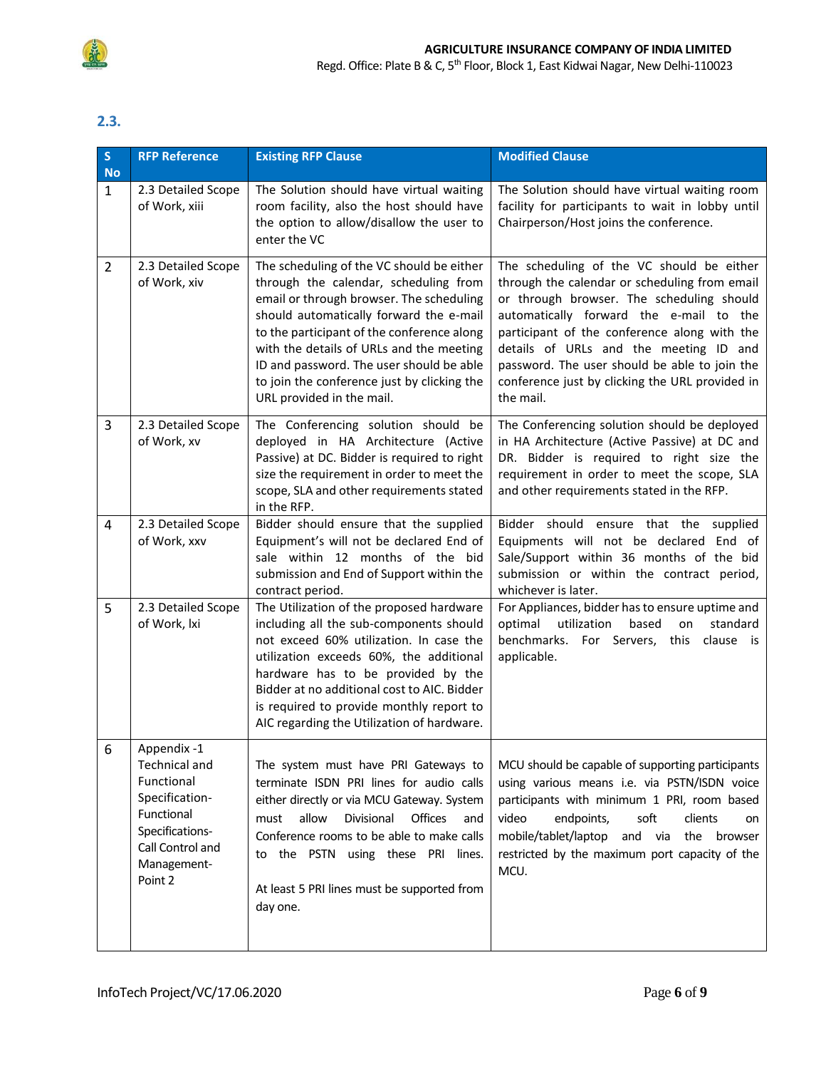## 2.3.

| S No | RFP Reference | Existing RFP Clause | Modified Clause |
|---|---|---|---|
| 1 | 2.3 Detailed Scope of Work, xiii | The Solution should have virtual waiting room facility, also the host should have the option to allow/disallow the user to enter the VC | The Solution should have virtual waiting room facility for participants to wait in lobby until Chairperson/Host joins the conference. |
| 2 | 2.3 Detailed Scope of Work, xiv | The scheduling of the VC should be either through the calendar, scheduling from email or through browser. The scheduling should automatically forward the e-mail to the participant of the conference along with the details of URLs and the meeting ID and password. The user should be able to join the conference just by clicking the URL provided in the mail. | The scheduling of the VC should be either through the calendar or scheduling from email or through browser. The scheduling should automatically forward the e-mail to the participant of the conference along with the details of URLs and the meeting ID and password. The user should be able to join the conference just by clicking the URL provided in the mail. |
| 3 | 2.3 Detailed Scope of Work, xv | The Conferencing solution should be deployed in HA Architecture (Active Passive) at DC. Bidder is required to right size the requirement in order to meet the scope, SLA and other requirements stated in the RFP. | The Conferencing solution should be deployed in HA Architecture (Active Passive) at DC and DR. Bidder is required to right size the requirement in order to meet the scope, SLA and other requirements stated in the RFP. |
| 4 | 2.3 Detailed Scope of Work, xxv | Bidder should ensure that the supplied Equipment's will not be declared End of sale within 12 months of the bid submission and End of Support within the contract period. | Bidder should ensure that the supplied Equipments will not be declared End of Sale/Support within 36 months of the bid submission or within the contract period, whichever is later. |
| 5 | 2.3 Detailed Scope of Work, lxi | The Utilization of the proposed hardware including all the sub-components should not exceed 60% utilization. In case the utilization exceeds 60%, the additional hardware has to be provided by the Bidder at no additional cost to AIC. Bidder is required to provide monthly report to AIC regarding the Utilization of hardware. | For Appliances, bidder has to ensure uptime and optimal utilization based on standard benchmarks. For Servers, this clause is applicable. |
| 6 | Appendix -1 Technical and Functional Specification-Functional Specifications-Call Control and Management-Point 2 | The system must have PRI Gateways to terminate ISDN PRI lines for audio calls either directly or via MCU Gateway. System must allow Divisional Offices and Conference rooms to be able to make calls to the PSTN using these PRI lines.<br><br>At least 5 PRI lines must be supported from day one. | MCU should be capable of supporting participants using various means i.e. via PSTN/ISDN voice participants with minimum 1 PRI, room based video endpoints, soft clients on mobile/tablet/laptop and via the browser restricted by the maximum port capacity of the MCU. |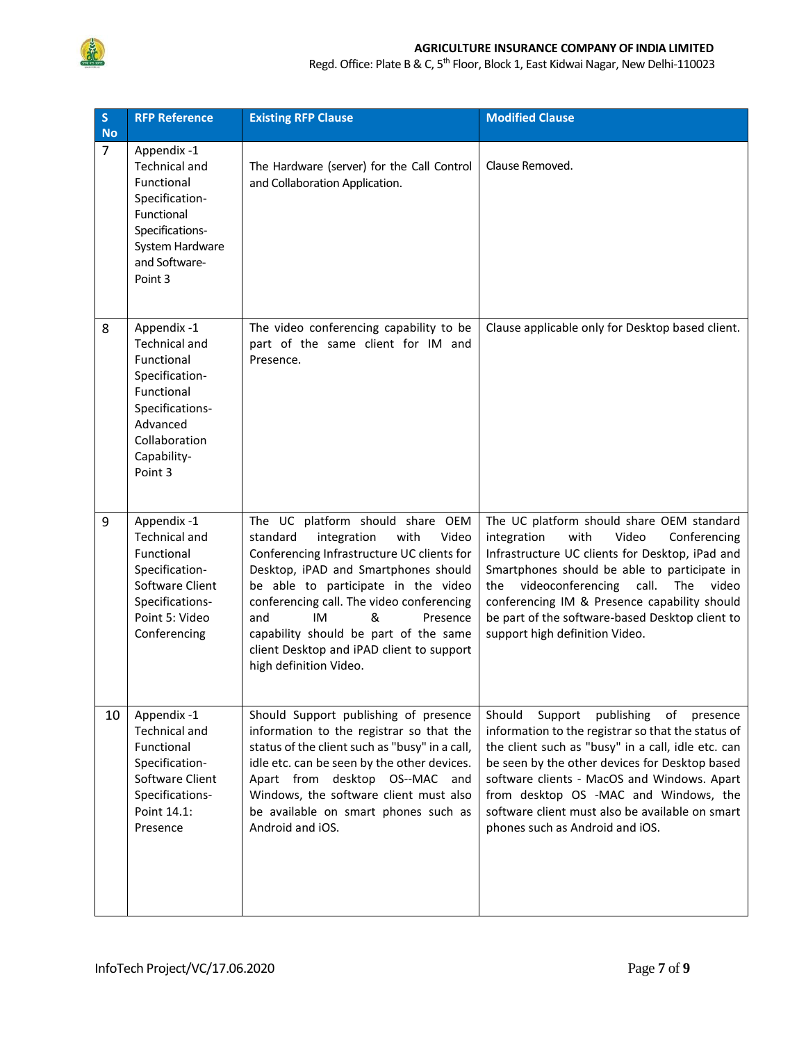| S No | RFP Reference | Existing RFP Clause | Modified Clause |
|---|---|---|---|
| 7 | Appendix -1 Technical and Functional Specification- Functional Specifications- System Hardware and Software- Point 3 | The Hardware (server) for the Call Control and Collaboration Application. | Clause Removed. |
| 8 | Appendix -1 Technical and Functional Specification- Functional Specifications- Advanced Collaboration Capability- Point 3 | The video conferencing capability to be part of the same client for IM and Presence. | Clause applicable only for Desktop based client. |
| 9 | Appendix -1 Technical and Functional Specification- Software Client Specifications- Point 5: Video Conferencing | The UC platform should share OEM standard integration with Video Conferencing Infrastructure UC clients for Desktop, iPAD and Smartphones should be able to participate in the video conferencing call. The video conferencing and IM & Presence capability should be part of the same client Desktop and iPAD client to support high definition Video. | The UC platform should share OEM standard integration with Video Conferencing Infrastructure UC clients for Desktop, iPad and Smartphones should be able to participate in the videoconferencing call. The video conferencing IM & Presence capability should be part of the software-based Desktop client to support high definition Video. |
| 10 | Appendix -1 Technical and Functional Specification- Software Client Specifications- Point 14.1: Presence | Should Support publishing of presence information to the registrar so that the status of the client such as "busy" in a call, idle etc. can be seen by the other devices. Apart from desktop OS--MAC and Windows, the software client must also be available on smart phones such as Android and iOS. | Should Support publishing of presence information to the registrar so that the status of the client such as "busy" in a call, idle etc. can be seen by the other devices for Desktop based software clients - MacOS and Windows. Apart from desktop OS -MAC and Windows, the software client must also be available on smart phones such as Android and iOS. |

InfoTech Project/VC/17.06.2020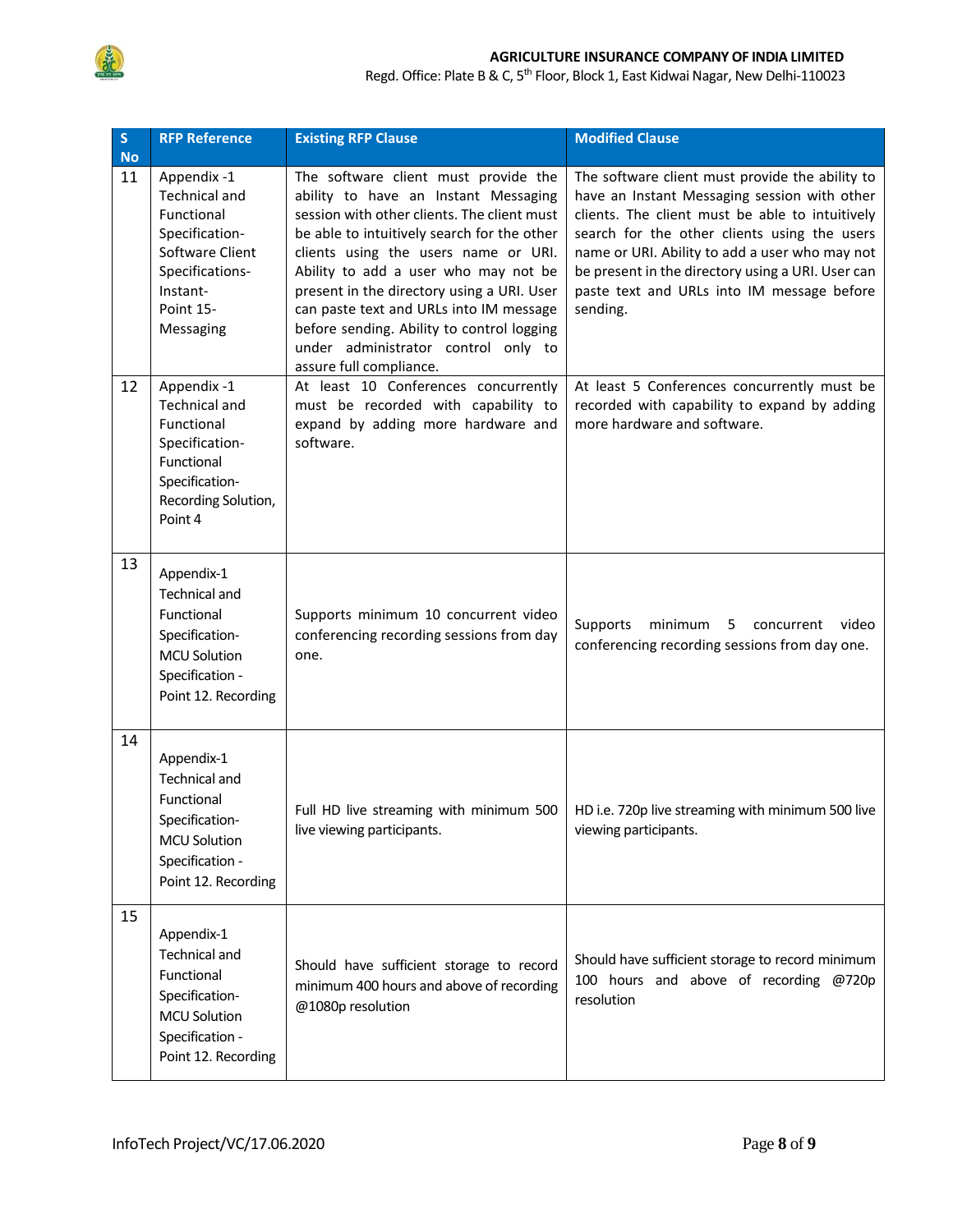| S No | RFP Reference | Existing RFP Clause | Modified Clause |
|---|---|---|---|
| 11 | Appendix -1 Technical and Functional Specification- Software Client Specifications- Instant- Point 15- Messaging | The software client must provide the ability to have an Instant Messaging session with other clients. The client must be able to intuitively search for the other clients using the users name or URI. Ability to add a user who may not be present in the directory using a URI. User can paste text and URLs into IM message before sending. Ability to control logging under administrator control only to assure full compliance. | The software client must provide the ability to have an Instant Messaging session with other clients. The client must be able to intuitively search for the other clients using the users name or URI. Ability to add a user who may not be present in the directory using a URI. User can paste text and URLs into IM message before sending. |
| 12 | Appendix -1 Technical and Functional Specification- Functional Specification- Recording Solution, Point 4 | At least 10 Conferences concurrently must be recorded with capability to expand by adding more hardware and software. | At least 5 Conferences concurrently must be recorded with capability to expand by adding more hardware and software. |
| 13 | Appendix-1 Technical and Functional Specification- MCU Solution Specification - Point 12. Recording | Supports minimum 10 concurrent video conferencing recording sessions from day one. | Supports minimum 5 concurrent video conferencing recording sessions from day one. |
| 14 | Appendix-1 Technical and Functional Specification- MCU Solution Specification - Point 12. Recording | Full HD live streaming with minimum 500 live viewing participants. | HD i.e. 720p live streaming with minimum 500 live viewing participants. |
| 15 | Appendix-1 Technical and Functional Specification- MCU Solution Specification - Point 12. Recording | Should have sufficient storage to record minimum 400 hours and above of recording @1080p resolution | Should have sufficient storage to record minimum 100 hours and above of recording @720p resolution |

InfoTech Project/VC/17.06.2020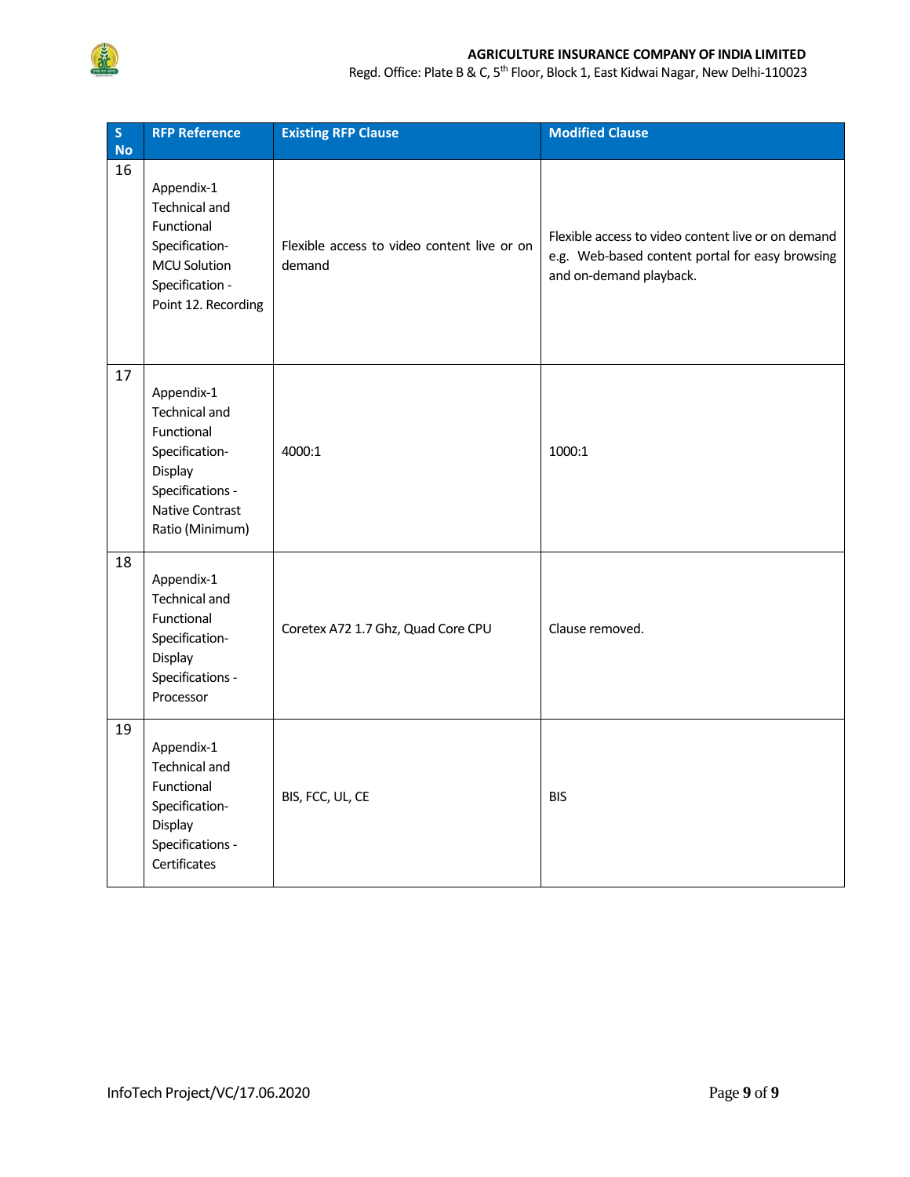| S No | RFP Reference | Existing RFP Clause | Modified Clause |
|---|---|---|---|
| 16 | Appendix-1 Technical and Functional Specification- MCU Solution Specification - Point 12. Recording | Flexible access to video content live or on demand | Flexible access to video content live or on demand e.g. Web-based content portal for easy browsing and on-demand playback. |
| 17 | Appendix-1 Technical and Functional Specification- Display Specifications - Native Contrast Ratio (Minimum) | 4000:1 | 1000:1 |
| 18 | Appendix-1 Technical and Functional Specification- Display Specifications - Processor | Coretex A72 1.7 Ghz, Quad Core CPU | Clause removed. |
| 19 | Appendix-1 Technical and Functional Specification- Display Specifications - Certificates | BIS, FCC, UL, CE | BIS |

InfoTech Project/VC/17.06.2020